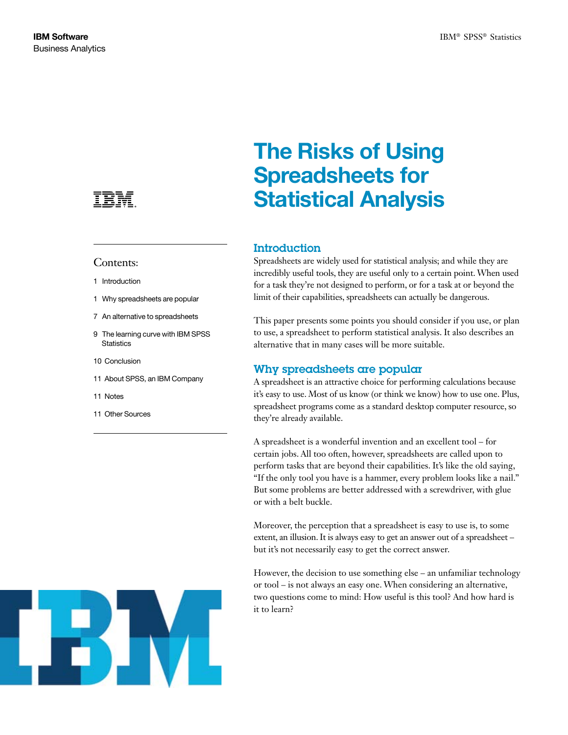IBM Software
Business Analytics

IBM® SPSS® Statistics

# The Risks of Using Spreadsheets for Statistical Analysis

Contents:

1 Introduction

1 Why spreadsheets are popular

7 An alternative to spreadsheets

9 The learning curve with IBM SPSS Statistics

10 Conclusion

11 About SPSS, an IBM Company

11 Notes

11 Other Sources

## Introduction

Spreadsheets are widely used for statistical analysis; and while they are incredibly useful tools, they are useful only to a certain point. When used for a task they're not designed to perform, or for a task at or beyond the limit of their capabilities, spreadsheets can actually be dangerous.

This paper presents some points you should consider if you use, or plan to use, a spreadsheet to perform statistical analysis. It also describes an alternative that in many cases will be more suitable.

## Why spreadsheets are popular

A spreadsheet is an attractive choice for performing calculations because it's easy to use. Most of us know (or think we know) how to use one. Plus, spreadsheet programs come as a standard desktop computer resource, so they're already available.

A spreadsheet is a wonderful invention and an excellent tool – for certain jobs. All too often, however, spreadsheets are called upon to perform tasks that are beyond their capabilities. It's like the old saying, "If the only tool you have is a hammer, every problem looks like a nail." But some problems are better addressed with a screwdriver, with glue or with a belt buckle.

Moreover, the perception that a spreadsheet is easy to use is, to some extent, an illusion. It is always easy to get an answer out of a spreadsheet – but it's not necessarily easy to get the correct answer.

However, the decision to use something else – an unfamiliar technology or tool – is not always an easy one. When considering an alternative, two questions come to mind: How useful is this tool? And how hard is it to learn?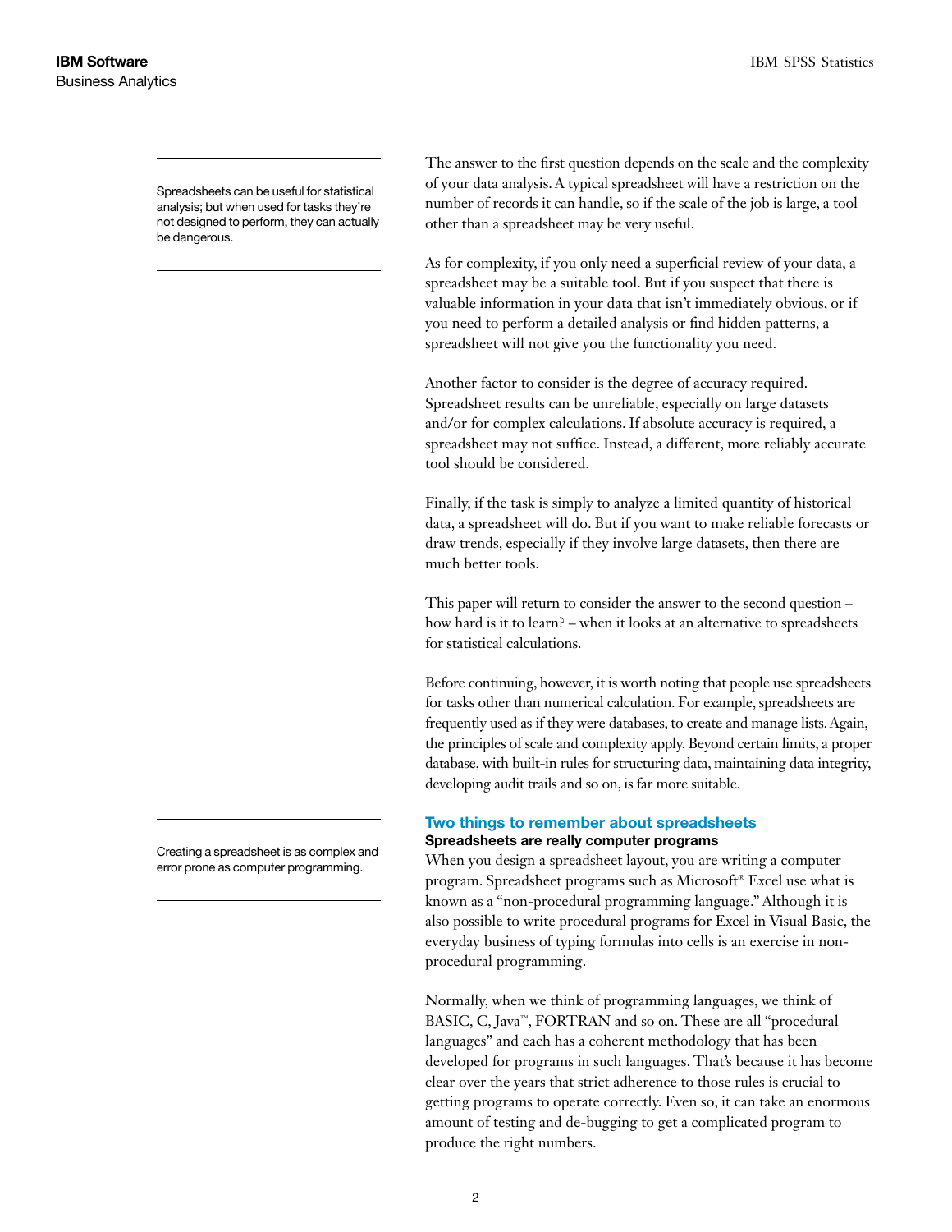Spreadsheets can be useful for statistical analysis; but when used for tasks they're not designed to perform, they can actually be dangerous.

The answer to the first question depends on the scale and the complexity of your data analysis. A typical spreadsheet will have a restriction on the number of records it can handle, so if the scale of the job is large, a tool other than a spreadsheet may be very useful.

As for complexity, if you only need a superficial review of your data, a spreadsheet may be a suitable tool. But if you suspect that there is valuable information in your data that isn't immediately obvious, or if you need to perform a detailed analysis or find hidden patterns, a spreadsheet will not give you the functionality you need.

Another factor to consider is the degree of accuracy required. Spreadsheet results can be unreliable, especially on large datasets and/or for complex calculations. If absolute accuracy is required, a spreadsheet may not suffice. Instead, a different, more reliably accurate tool should be considered.

Finally, if the task is simply to analyze a limited quantity of historical data, a spreadsheet will do. But if you want to make reliable forecasts or draw trends, especially if they involve large datasets, then there are much better tools.

This paper will return to consider the answer to the second question – how hard is it to learn? – when it looks at an alternative to spreadsheets for statistical calculations.

Before continuing, however, it is worth noting that people use spreadsheets for tasks other than numerical calculation. For example, spreadsheets are frequently used as if they were databases, to create and manage lists. Again, the principles of scale and complexity apply. Beyond certain limits, a proper database, with built-in rules for structuring data, maintaining data integrity, developing audit trails and so on, is far more suitable.

## Two things to remember about spreadsheets

Creating a spreadsheet is as complex and error prone as computer programming.

### Spreadsheets are really computer programs

When you design a spreadsheet layout, you are writing a computer program. Spreadsheet programs such as Microsoft® Excel use what is known as a "non-procedural programming language." Although it is also possible to write procedural programs for Excel in Visual Basic, the everyday business of typing formulas into cells is an exercise in non-procedural programming.

Normally, when we think of programming languages, we think of BASIC, C, Java™, FORTRAN and so on. These are all "procedural languages" and each has a coherent methodology that has been developed for programs in such languages. That's because it has become clear over the years that strict adherence to those rules is crucial to getting programs to operate correctly. Even so, it can take an enormous amount of testing and de-bugging to get a complicated program to produce the right numbers.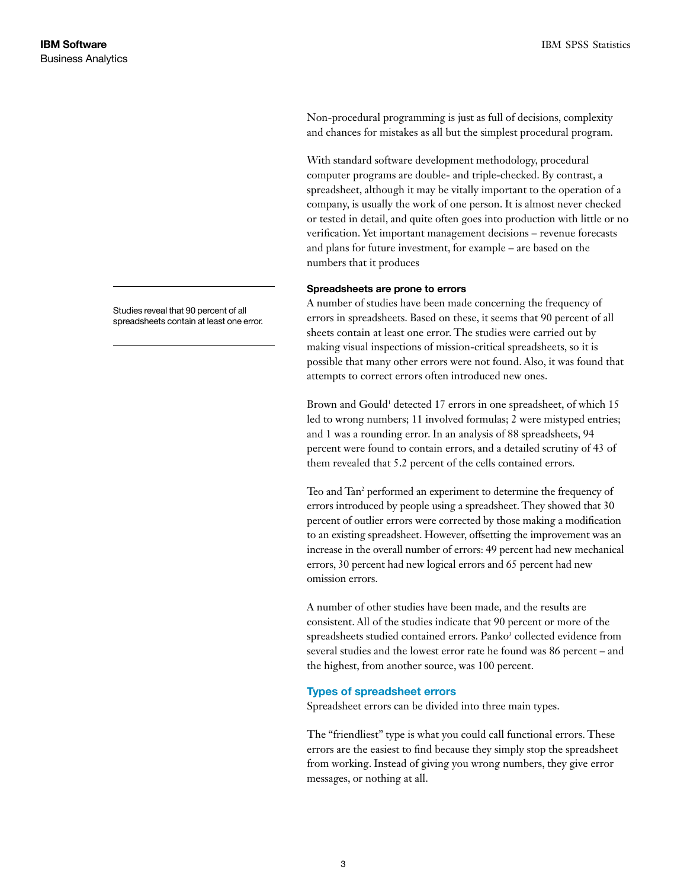Non-procedural programming is just as full of decisions, complexity and chances for mistakes as all but the simplest procedural program.

With standard software development methodology, procedural computer programs are double- and triple-checked. By contrast, a spreadsheet, although it may be vitally important to the operation of a company, is usually the work of one person. It is almost never checked or tested in detail, and quite often goes into production with little or no verification. Yet important management decisions – revenue forecasts and plans for future investment, for example – are based on the numbers that it produces

Studies reveal that 90 percent of all spreadsheets contain at least one error.

**Spreadsheets are prone to errors**

A number of studies have been made concerning the frequency of errors in spreadsheets. Based on these, it seems that 90 percent of all sheets contain at least one error. The studies were carried out by making visual inspections of mission-critical spreadsheets, so it is possible that many other errors were not found. Also, it was found that attempts to correct errors often introduced new ones.

Brown and Gould[1] detected 17 errors in one spreadsheet, of which 15 led to wrong numbers; 11 involved formulas; 2 were mistyped entries; and 1 was a rounding error. In an analysis of 88 spreadsheets, 94 percent were found to contain errors, and a detailed scrutiny of 43 of them revealed that 5.2 percent of the cells contained errors.

Teo and Tan[2] performed an experiment to determine the frequency of errors introduced by people using a spreadsheet. They showed that 30 percent of outlier errors were corrected by those making a modification to an existing spreadsheet. However, offsetting the improvement was an increase in the overall number of errors: 49 percent had new mechanical errors, 30 percent had new logical errors and 65 percent had new omission errors.

A number of other studies have been made, and the results are consistent. All of the studies indicate that 90 percent or more of the spreadsheets studied contained errors. Panko[3] collected evidence from several studies and the lowest error rate he found was 86 percent – and the highest, from another source, was 100 percent.

## Types of spreadsheet errors

Spreadsheet errors can be divided into three main types.

The "friendliest" type is what you could call functional errors. These errors are the easiest to find because they simply stop the spreadsheet from working. Instead of giving you wrong numbers, they give error messages, or nothing at all.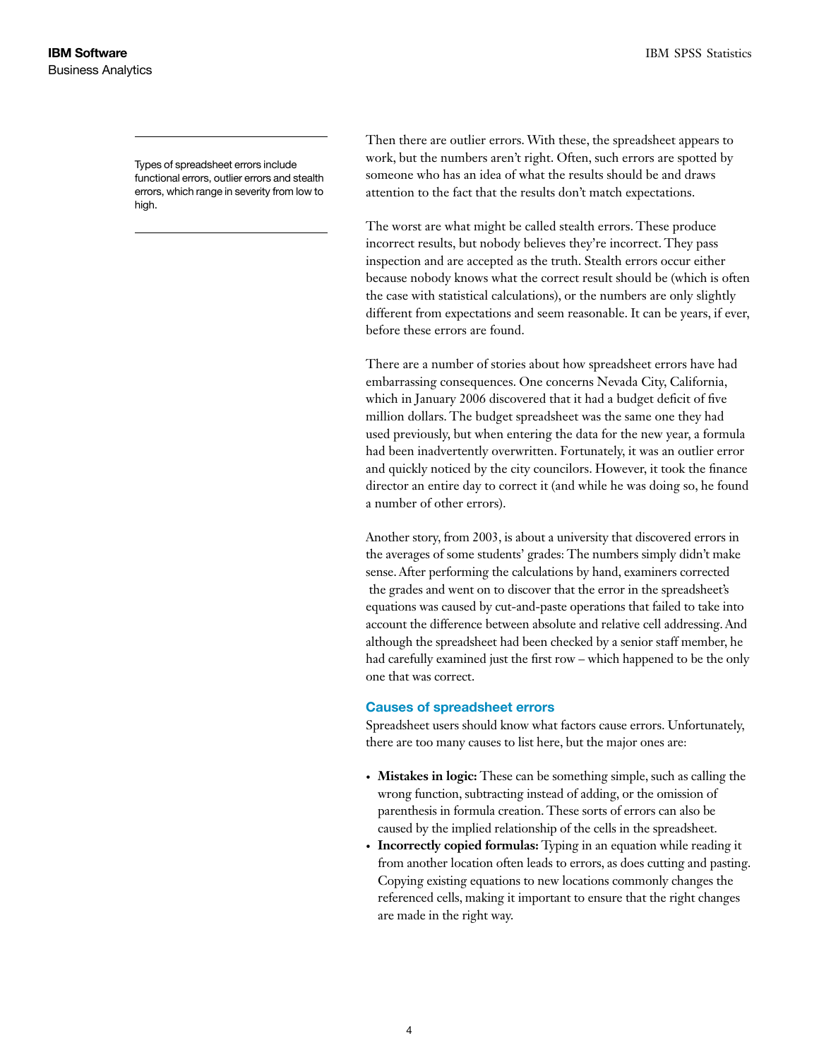Types of spreadsheet errors include functional errors, outlier errors and stealth errors, which range in severity from low to high.

Then there are outlier errors. With these, the spreadsheet appears to work, but the numbers aren't right. Often, such errors are spotted by someone who has an idea of what the results should be and draws attention to the fact that the results don't match expectations.

The worst are what might be called stealth errors. These produce incorrect results, but nobody believes they're incorrect. They pass inspection and are accepted as the truth. Stealth errors occur either because nobody knows what the correct result should be (which is often the case with statistical calculations), or the numbers are only slightly different from expectations and seem reasonable. It can be years, if ever, before these errors are found.

There are a number of stories about how spreadsheet errors have had embarrassing consequences. One concerns Nevada City, California, which in January 2006 discovered that it had a budget deficit of five million dollars. The budget spreadsheet was the same one they had used previously, but when entering the data for the new year, a formula had been inadvertently overwritten. Fortunately, it was an outlier error and quickly noticed by the city councilors. However, it took the finance director an entire day to correct it (and while he was doing so, he found a number of other errors).

Another story, from 2003, is about a university that discovered errors in the averages of some students' grades: The numbers simply didn't make sense. After performing the calculations by hand, examiners corrected the grades and went on to discover that the error in the spreadsheet's equations was caused by cut-and-paste operations that failed to take into account the difference between absolute and relative cell addressing. And although the spreadsheet had been checked by a senior staff member, he had carefully examined just the first row – which happened to be the only one that was correct.

## Causes of spreadsheet errors

Spreadsheet users should know what factors cause errors. Unfortunately, there are too many causes to list here, but the major ones are:

- **Mistakes in logic:** These can be something simple, such as calling the wrong function, subtracting instead of adding, or the omission of parenthesis in formula creation. These sorts of errors can also be caused by the implied relationship of the cells in the spreadsheet.
- **Incorrectly copied formulas:** Typing in an equation while reading it from another location often leads to errors, as does cutting and pasting. Copying existing equations to new locations commonly changes the referenced cells, making it important to ensure that the right changes are made in the right way.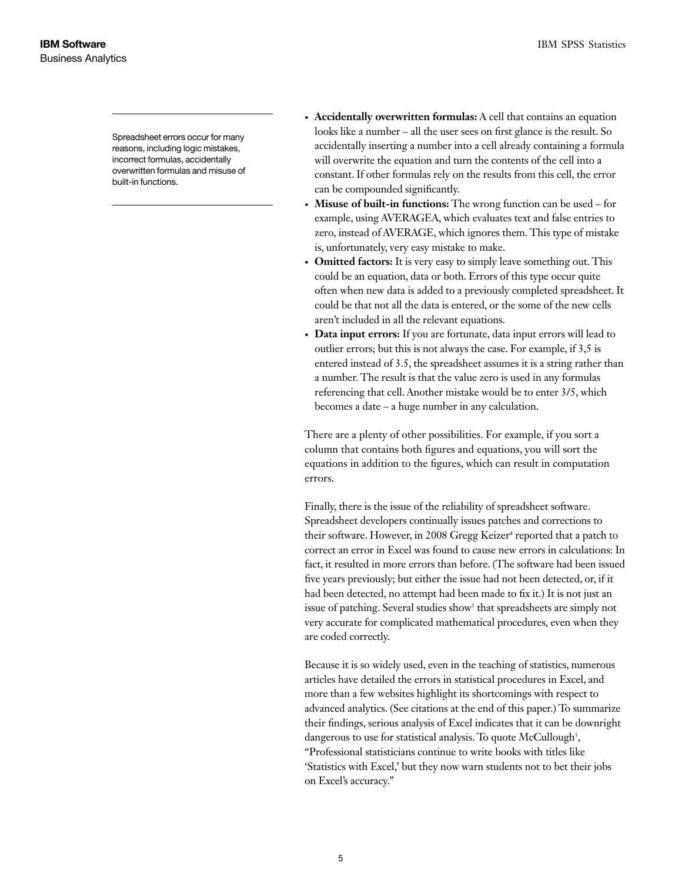Spreadsheet errors occur for many reasons, including logic mistakes, incorrect formulas, accidentally overwritten formulas and misuse of built-in functions.

- **Accidentally overwritten formulas:** A cell that contains an equation looks like a number – all the user sees on first glance is the result. So accidentally inserting a number into a cell already containing a formula will overwrite the equation and turn the contents of the cell into a constant. If other formulas rely on the results from this cell, the error can be compounded significantly.
- **Misuse of built-in functions:** The wrong function can be used – for example, using AVERAGEA, which evaluates text and false entries to zero, instead of AVERAGE, which ignores them. This type of mistake is, unfortunately, very easy mistake to make.
- **Omitted factors:** It is very easy to simply leave something out. This could be an equation, data or both. Errors of this type occur quite often when new data is added to a previously completed spreadsheet. It could be that not all the data is entered, or the some of the new cells aren't included in all the relevant equations.
- **Data input errors:** If you are fortunate, data input errors will lead to outlier errors; but this is not always the case. For example, if 3,5 is entered instead of 3.5, the spreadsheet assumes it is a string rather than a number. The result is that the value zero is used in any formulas referencing that cell. Another mistake would be to enter 3/5, which becomes a date – a huge number in any calculation.

There are a plenty of other possibilities. For example, if you sort a column that contains both figures and equations, you will sort the equations in addition to the figures, which can result in computation errors.

Finally, there is the issue of the reliability of spreadsheet software. Spreadsheet developers continually issues patches and corrections to their software. However, in 2008 Gregg Keizer[4] reported that a patch to correct an error in Excel was found to cause new errors in calculations: In fact, it resulted in more errors than before. (The software had been issued five years previously; but either the issue had not been detected, or, if it had been detected, no attempt had been made to fix it.) It is not just an issue of patching. Several studies show[5] that spreadsheets are simply not very accurate for complicated mathematical procedures, even when they are coded correctly.

Because it is so widely used, even in the teaching of statistics, numerous articles have detailed the errors in statistical procedures in Excel, and more than a few websites highlight its shortcomings with respect to advanced analytics. (See citations at the end of this paper.) To summarize their findings, serious analysis of Excel indicates that it can be downright dangerous to use for statistical analysis. To quote McCullough[5], "Professional statisticians continue to write books with titles like 'Statistics with Excel,' but they now warn students not to bet their jobs on Excel's accuracy."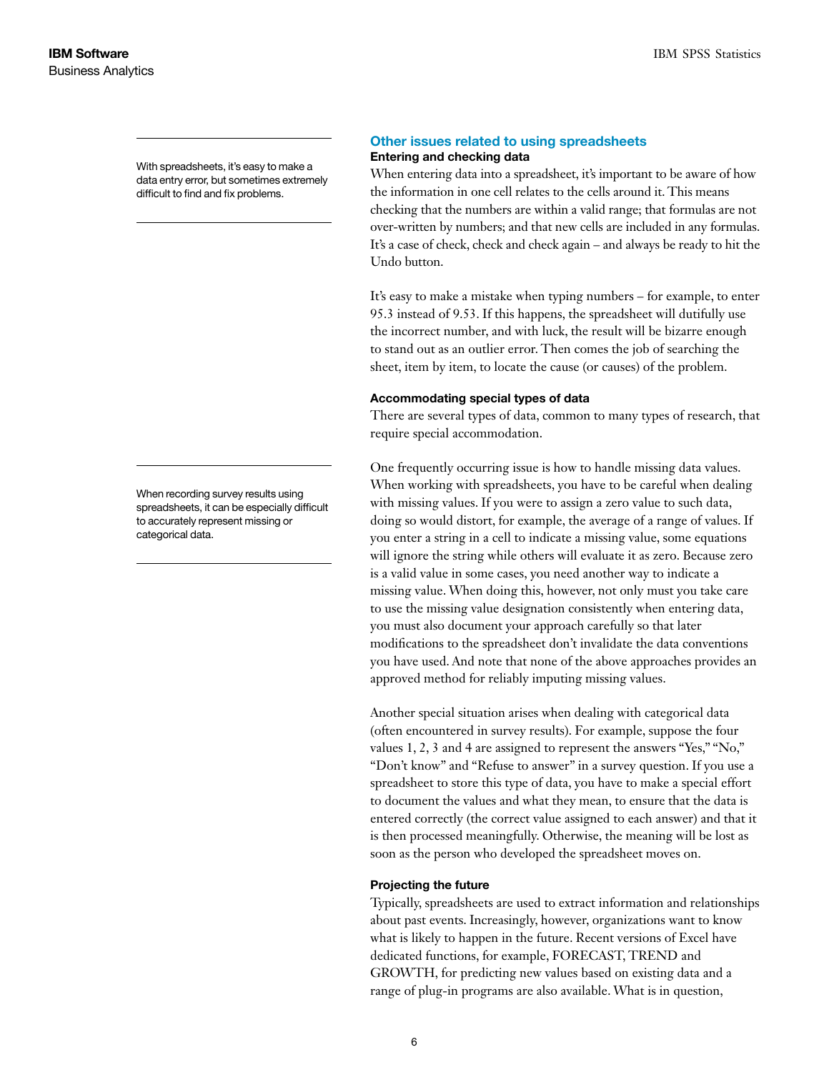## Other issues related to using spreadsheets

### Entering and checking data

With spreadsheets, it's easy to make a data entry error, but sometimes extremely difficult to find and fix problems.

When entering data into a spreadsheet, it's important to be aware of how the information in one cell relates to the cells around it. This means checking that the numbers are within a valid range; that formulas are not over-written by numbers; and that new cells are included in any formulas. It's a case of check, check and check again – and always be ready to hit the Undo button.

It's easy to make a mistake when typing numbers – for example, to enter 95.3 instead of 9.53. If this happens, the spreadsheet will dutifully use the incorrect number, and with luck, the result will be bizarre enough to stand out as an outlier error. Then comes the job of searching the sheet, item by item, to locate the cause (or causes) of the problem.

### Accommodating special types of data

There are several types of data, common to many types of research, that require special accommodation.

When recording survey results using spreadsheets, it can be especially difficult to accurately represent missing or categorical data.

One frequently occurring issue is how to handle missing data values. When working with spreadsheets, you have to be careful when dealing with missing values. If you were to assign a zero value to such data, doing so would distort, for example, the average of a range of values. If you enter a string in a cell to indicate a missing value, some equations will ignore the string while others will evaluate it as zero. Because zero is a valid value in some cases, you need another way to indicate a missing value. When doing this, however, not only must you take care to use the missing value designation consistently when entering data, you must also document your approach carefully so that later modifications to the spreadsheet don't invalidate the data conventions you have used. And note that none of the above approaches provides an approved method for reliably imputing missing values.

Another special situation arises when dealing with categorical data (often encountered in survey results). For example, suppose the four values 1, 2, 3 and 4 are assigned to represent the answers "Yes," "No," "Don't know" and "Refuse to answer" in a survey question. If you use a spreadsheet to store this type of data, you have to make a special effort to document the values and what they mean, to ensure that the data is entered correctly (the correct value assigned to each answer) and that it is then processed meaningfully. Otherwise, the meaning will be lost as soon as the person who developed the spreadsheet moves on.

### Projecting the future

Typically, spreadsheets are used to extract information and relationships about past events. Increasingly, however, organizations want to know what is likely to happen in the future. Recent versions of Excel have dedicated functions, for example, FORECAST, TREND and GROWTH, for predicting new values based on existing data and a range of plug-in programs are also available. What is in question,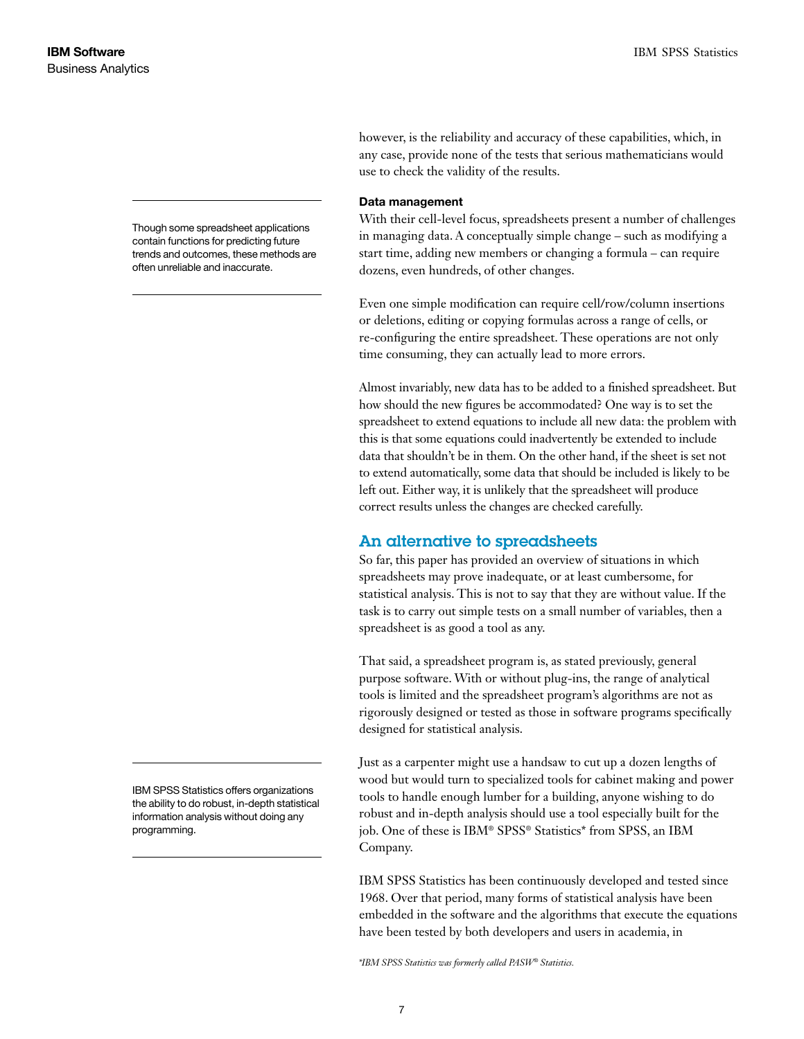however, is the reliability and accuracy of these capabilities, which, in any case, provide none of the tests that serious mathematicians would use to check the validity of the results.

Though some spreadsheet applications contain functions for predicting future trends and outcomes, these methods are often unreliable and inaccurate.

**Data management**

With their cell-level focus, spreadsheets present a number of challenges in managing data. A conceptually simple change – such as modifying a start time, adding new members or changing a formula – can require dozens, even hundreds, of other changes.

Even one simple modification can require cell/row/column insertions or deletions, editing or copying formulas across a range of cells, or re-configuring the entire spreadsheet. These operations are not only time consuming, they can actually lead to more errors.

Almost invariably, new data has to be added to a finished spreadsheet. But how should the new figures be accommodated? One way is to set the spreadsheet to extend equations to include all new data: the problem with this is that some equations could inadvertently be extended to include data that shouldn't be in them. On the other hand, if the sheet is set not to extend automatically, some data that should be included is likely to be left out. Either way, it is unlikely that the spreadsheet will produce correct results unless the changes are checked carefully.

## An alternative to spreadsheets

So far, this paper has provided an overview of situations in which spreadsheets may prove inadequate, or at least cumbersome, for statistical analysis. This is not to say that they are without value. If the task is to carry out simple tests on a small number of variables, then a spreadsheet is as good a tool as any.

That said, a spreadsheet program is, as stated previously, general purpose software. With or without plug-ins, the range of analytical tools is limited and the spreadsheet program's algorithms are not as rigorously designed or tested as those in software programs specifically designed for statistical analysis.

IBM SPSS Statistics offers organizations the ability to do robust, in-depth statistical information analysis without doing any programming.

Just as a carpenter might use a handsaw to cut up a dozen lengths of wood but would turn to specialized tools for cabinet making and power tools to handle enough lumber for a building, anyone wishing to do robust and in-depth analysis should use a tool especially built for the job. One of these is IBM® SPSS® Statistics* from SPSS, an IBM Company.

IBM SPSS Statistics has been continuously developed and tested since 1968. Over that period, many forms of statistical analysis have been embedded in the software and the algorithms that execute the equations have been tested by both developers and users in academia, in

*\*IBM SPSS Statistics was formerly called PASW® Statistics.*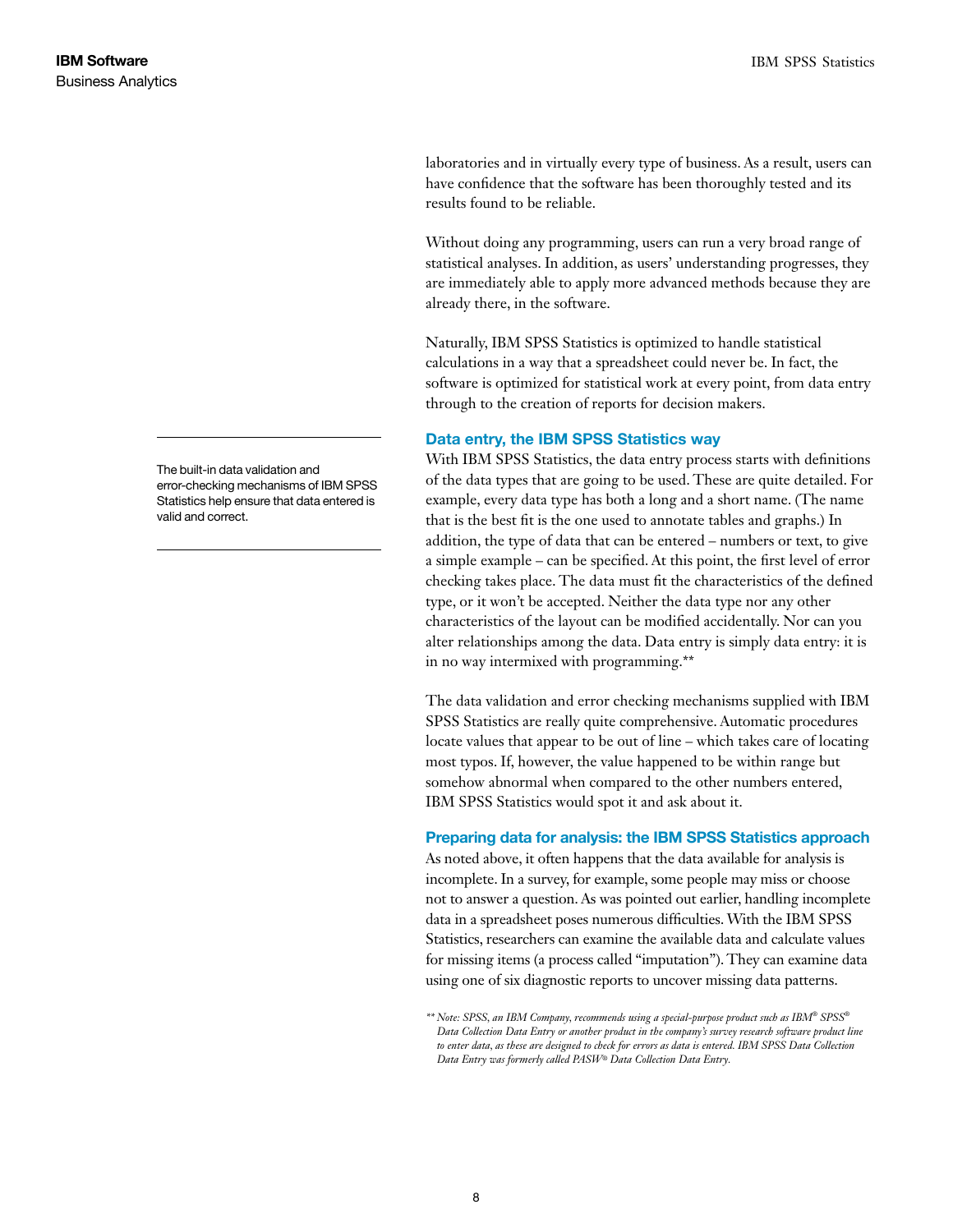laboratories and in virtually every type of business. As a result, users can have confidence that the software has been thoroughly tested and its results found to be reliable.

Without doing any programming, users can run a very broad range of statistical analyses. In addition, as users' understanding progresses, they are immediately able to apply more advanced methods because they are already there, in the software.

Naturally, IBM SPSS Statistics is optimized to handle statistical calculations in a way that a spreadsheet could never be. In fact, the software is optimized for statistical work at every point, from data entry through to the creation of reports for decision makers.

> The built-in data validation and error-checking mechanisms of IBM SPSS Statistics help ensure that data entered is valid and correct.

### Data entry, the IBM SPSS Statistics way

With IBM SPSS Statistics, the data entry process starts with definitions of the data types that are going to be used. These are quite detailed. For example, every data type has both a long and a short name. (The name that is the best fit is the one used to annotate tables and graphs.) In addition, the type of data that can be entered – numbers or text, to give a simple example – can be specified. At this point, the first level of error checking takes place. The data must fit the characteristics of the defined type, or it won't be accepted. Neither the data type nor any other characteristics of the layout can be modified accidentally. Nor can you alter relationships among the data. Data entry is simply data entry: it is in no way intermixed with programming.**

The data validation and error checking mechanisms supplied with IBM SPSS Statistics are really quite comprehensive. Automatic procedures locate values that appear to be out of line – which takes care of locating most typos. If, however, the value happened to be within range but somehow abnormal when compared to the other numbers entered, IBM SPSS Statistics would spot it and ask about it.

### Preparing data for analysis: the IBM SPSS Statistics approach

As noted above, it often happens that the data available for analysis is incomplete. In a survey, for example, some people may miss or choose not to answer a question. As was pointed out earlier, handling incomplete data in a spreadsheet poses numerous difficulties. With the IBM SPSS Statistics, researchers can examine the available data and calculate values for missing items (a process called "imputation"). They can examine data using one of six diagnostic reports to uncover missing data patterns.

*** Note: SPSS, an IBM Company, recommends using a special-purpose product such as IBM® SPSS® Data Collection Data Entry or another product in the company's survey research software product line to enter data, as these are designed to check for errors as data is entered. IBM SPSS Data Collection Data Entry was formerly called PASW® Data Collection Data Entry.*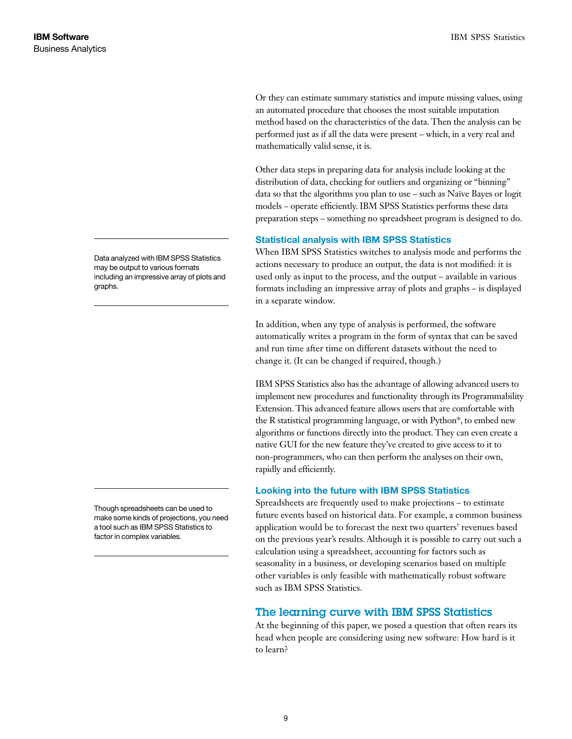Or they can estimate summary statistics and impute missing values, using an automated procedure that chooses the most suitable imputation method based on the characteristics of the data. Then the analysis can be performed just as if all the data were present – which, in a very real and mathematically valid sense, it is.

Other data steps in preparing data for analysis include looking at the distribution of data, checking for outliers and organizing or "binning" data so that the algorithms you plan to use – such as Naïve Bayes or logit models – operate efficiently. IBM SPSS Statistics performs these data preparation steps – something no spreadsheet program is designed to do.

### Statistical analysis with IBM SPSS Statistics

Data analyzed with IBM SPSS Statistics may be output to various formats including an impressive array of plots and graphs.

When IBM SPSS Statistics switches to analysis mode and performs the actions necessary to produce an output, the data is not modified: it is used only as input to the process, and the output – available in various formats including an impressive array of plots and graphs – is displayed in a separate window.

In addition, when any type of analysis is performed, the software automatically writes a program in the form of syntax that can be saved and run time after time on different datasets without the need to change it. (It can be changed if required, though.)

IBM SPSS Statistics also has the advantage of allowing advanced users to implement new procedures and functionality through its Programmability Extension. This advanced feature allows users that are comfortable with the R statistical programming language, or with Python®, to embed new algorithms or functions directly into the product. They can even create a native GUI for the new feature they've created to give access to it to non-programmers, who can then perform the analyses on their own, rapidly and efficiently.

### Looking into the future with IBM SPSS Statistics

Though spreadsheets can be used to make some kinds of projections, you need a tool such as IBM SPSS Statistics to factor in complex variables.

Spreadsheets are frequently used to make projections – to estimate future events based on historical data. For example, a common business application would be to forecast the next two quarters' revenues based on the previous year's results. Although it is possible to carry out such a calculation using a spreadsheet, accounting for factors such as seasonality in a business, or developing scenarios based on multiple other variables is only feasible with mathematically robust software such as IBM SPSS Statistics.

## The learning curve with IBM SPSS Statistics

At the beginning of this paper, we posed a question that often rears its head when people are considering using new software: How hard is it to learn?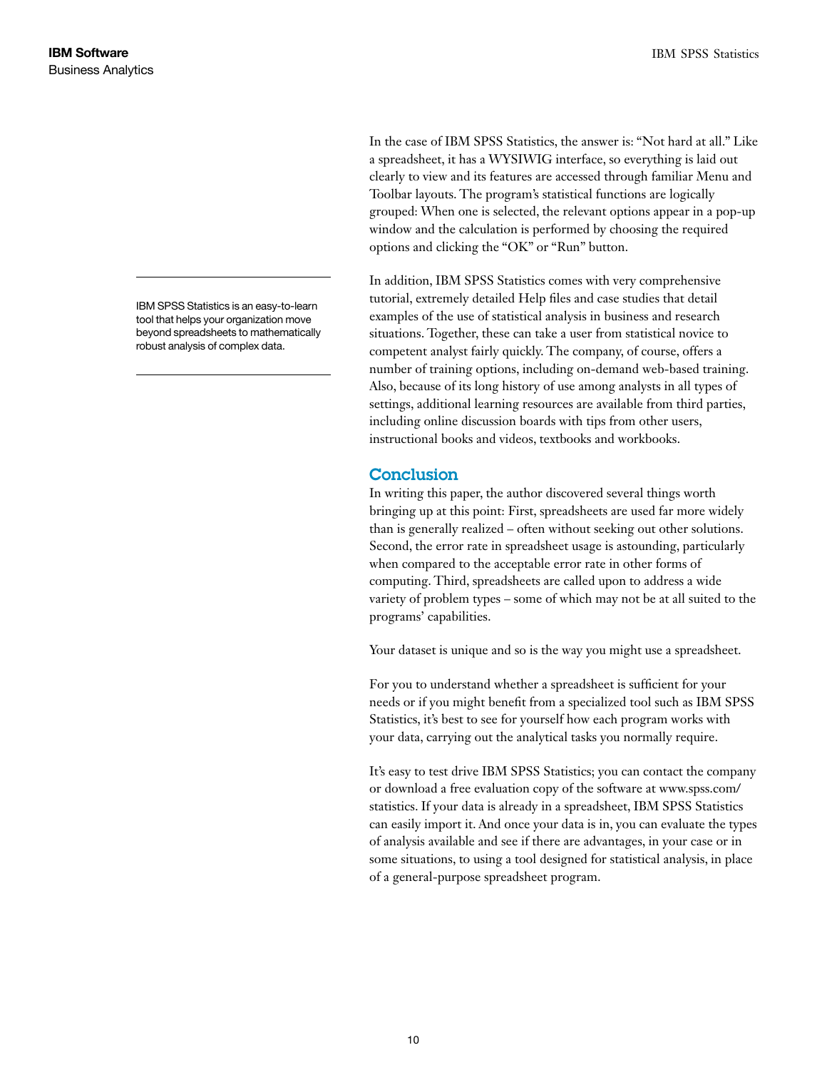In the case of IBM SPSS Statistics, the answer is: "Not hard at all." Like a spreadsheet, it has a WYSIWIG interface, so everything is laid out clearly to view and its features are accessed through familiar Menu and Toolbar layouts. The program's statistical functions are logically grouped: When one is selected, the relevant options appear in a pop-up window and the calculation is performed by choosing the required options and clicking the "OK" or "Run" button.

IBM SPSS Statistics is an easy-to-learn tool that helps your organization move beyond spreadsheets to mathematically robust analysis of complex data.

In addition, IBM SPSS Statistics comes with very comprehensive tutorial, extremely detailed Help files and case studies that detail examples of the use of statistical analysis in business and research situations. Together, these can take a user from statistical novice to competent analyst fairly quickly. The company, of course, offers a number of training options, including on-demand web-based training. Also, because of its long history of use among analysts in all types of settings, additional learning resources are available from third parties, including online discussion boards with tips from other users, instructional books and videos, textbooks and workbooks.

## Conclusion

In writing this paper, the author discovered several things worth bringing up at this point: First, spreadsheets are used far more widely than is generally realized – often without seeking out other solutions. Second, the error rate in spreadsheet usage is astounding, particularly when compared to the acceptable error rate in other forms of computing. Third, spreadsheets are called upon to address a wide variety of problem types – some of which may not be at all suited to the programs' capabilities.

Your dataset is unique and so is the way you might use a spreadsheet.

For you to understand whether a spreadsheet is sufficient for your needs or if you might benefit from a specialized tool such as IBM SPSS Statistics, it's best to see for yourself how each program works with your data, carrying out the analytical tasks you normally require.

It's easy to test drive IBM SPSS Statistics; you can contact the company or download a free evaluation copy of the software at www.spss.com/statistics. If your data is already in a spreadsheet, IBM SPSS Statistics can easily import it. And once your data is in, you can evaluate the types of analysis available and see if there are advantages, in your case or in some situations, to using a tool designed for statistical analysis, in place of a general-purpose spreadsheet program.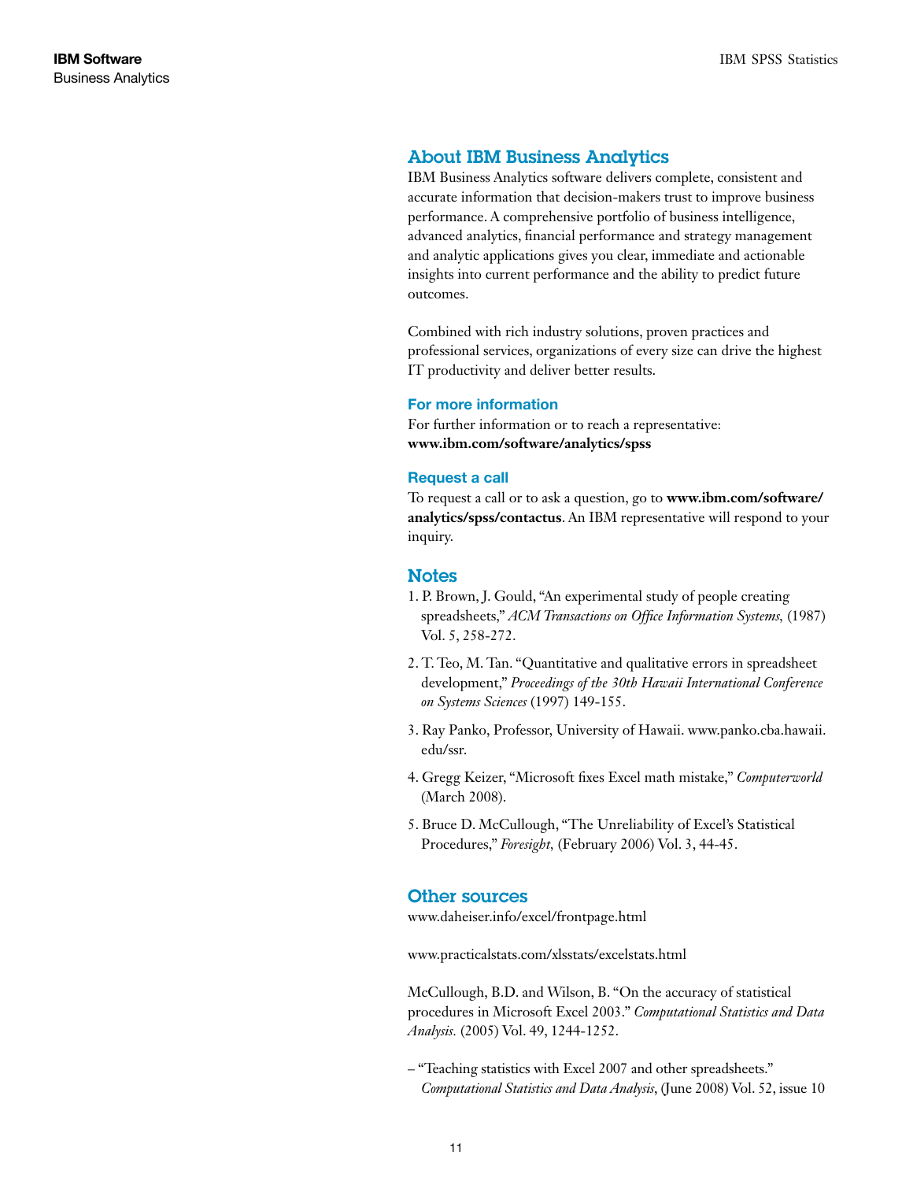## About IBM Business Analytics

IBM Business Analytics software delivers complete, consistent and accurate information that decision-makers trust to improve business performance. A comprehensive portfolio of business intelligence, advanced analytics, financial performance and strategy management and analytic applications gives you clear, immediate and actionable insights into current performance and the ability to predict future outcomes.

Combined with rich industry solutions, proven practices and professional services, organizations of every size can drive the highest IT productivity and deliver better results.

### For more information

For further information or to reach a representative:
**www.ibm.com/software/analytics/spss**

### Request a call

To request a call or to ask a question, go to **www.ibm.com/software/analytics/spss/contactus**. An IBM representative will respond to your inquiry.

## Notes

1. P. Brown, J. Gould, "An experimental study of people creating spreadsheets," *ACM Transactions on Office Information Systems,* (1987) Vol. 5, 258-272.
2. T. Teo, M. Tan. "Quantitative and qualitative errors in spreadsheet development," *Proceedings of the 30th Hawaii International Conference on Systems Sciences* (1997) 149-155.
3. Ray Panko, Professor, University of Hawaii. www.panko.cba.hawaii.edu/ssr.
4. Gregg Keizer, "Microsoft fixes Excel math mistake," *Computerworld* (March 2008).
5. Bruce D. McCullough, "The Unreliability of Excel's Statistical Procedures," *Foresight,* (February 2006) Vol. 3, 44-45.

## Other sources

www.daheiser.info/excel/frontpage.html

www.practicalstats.com/xlsstats/excelstats.html

McCullough, B.D. and Wilson, B. "On the accuracy of statistical procedures in Microsoft Excel 2003." *Computational Statistics and Data Analysis.* (2005) Vol. 49, 1244-1252.

– "Teaching statistics with Excel 2007 and other spreadsheets." *Computational Statistics and Data Analysis*, (June 2008) Vol. 52, issue 10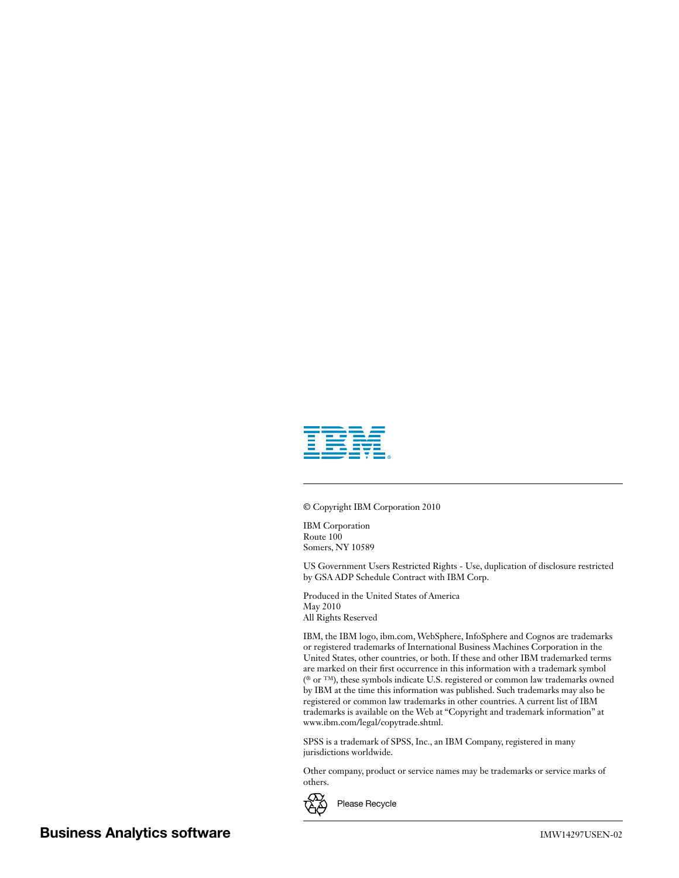© Copyright IBM Corporation 2010

IBM Corporation
Route 100
Somers, NY 10589

US Government Users Restricted Rights - Use, duplication of disclosure restricted by GSA ADP Schedule Contract with IBM Corp.

Produced in the United States of America
May 2010
All Rights Reserved

IBM, the IBM logo, ibm.com, WebSphere, InfoSphere and Cognos are trademarks or registered trademarks of International Business Machines Corporation in the United States, other countries, or both. If these and other IBM trademarked terms are marked on their first occurrence in this information with a trademark symbol (® or ™), these symbols indicate U.S. registered or common law trademarks owned by IBM at the time this information was published. Such trademarks may also be registered or common law trademarks in other countries. A current list of IBM trademarks is available on the Web at "Copyright and trademark information" at www.ibm.com/legal/copytrade.shtml.

SPSS is a trademark of SPSS, Inc., an IBM Company, registered in many jurisdictions worldwide.

Other company, product or service names may be trademarks or service marks of others.

Please Recycle

**Business Analytics software**

IMW14297USEN-02